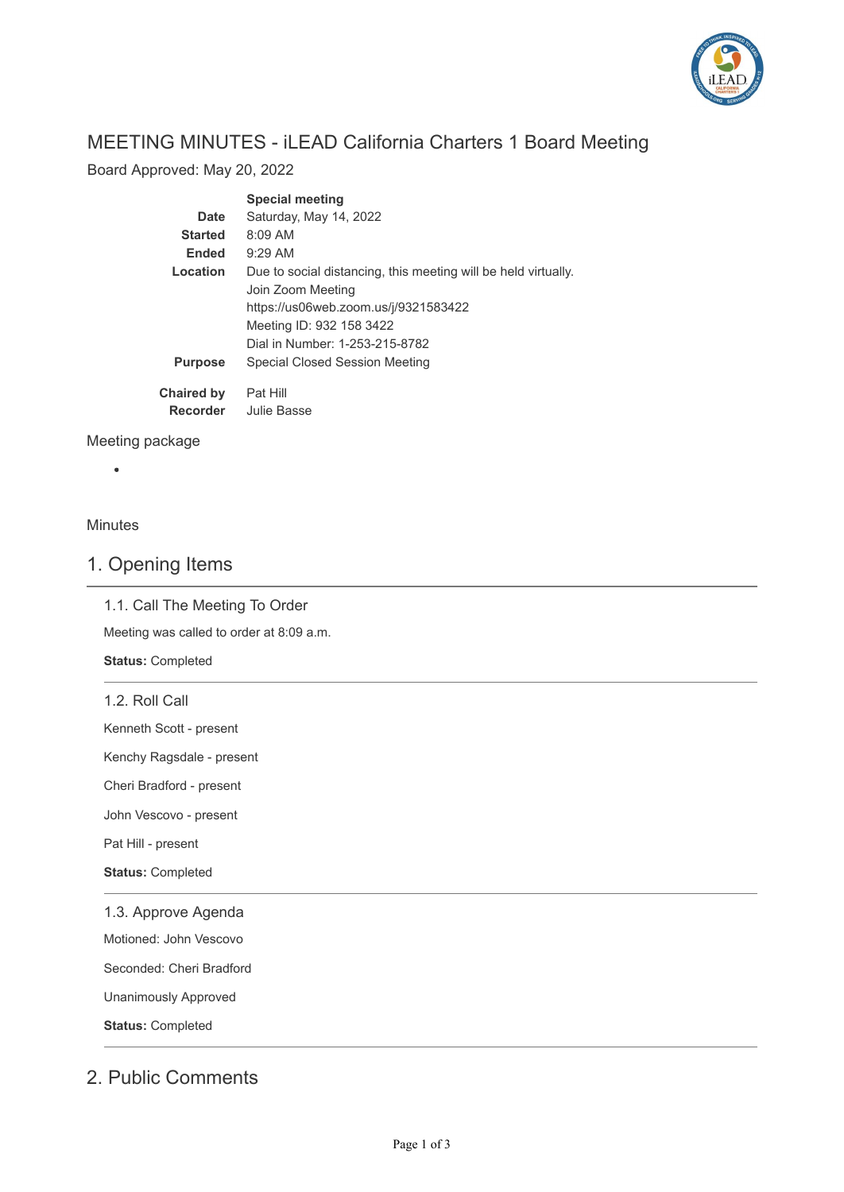# MEETING MINUTES - iLEAD California Charters 1 Board Meeting

Board Approved: May 20, 2022

| | |
|---|---|
| | **Special meeting** |
| **Date** | Saturday, May 14, 2022 |
| **Started** | 8:09 AM |
| **Ended** | 9:29 AM |
| **Location** | Due to social distancing, this meeting will be held virtually.<br>Join Zoom Meeting<br>https://us06web.zoom.us/j/9321583422<br>Meeting ID: 932 158 3422<br>Dial in Number: 1-253-215-8782 |
| **Purpose** | Special Closed Session Meeting |
| **Chaired by** | Pat Hill |
| **Recorder** | Julie Basse |

Meeting package

- 

Minutes

## 1. Opening Items

### 1.1. Call The Meeting To Order

Meeting was called to order at 8:09 a.m.

**Status:** Completed

### 1.2. Roll Call

Kenneth Scott - present

Kenchy Ragsdale - present

Cheri Bradford - present

John Vescovo - present

Pat Hill - present

**Status:** Completed

### 1.3. Approve Agenda

Motioned: John Vescovo

Seconded: Cheri Bradford

Unanimously Approved

**Status:** Completed

## 2. Public Comments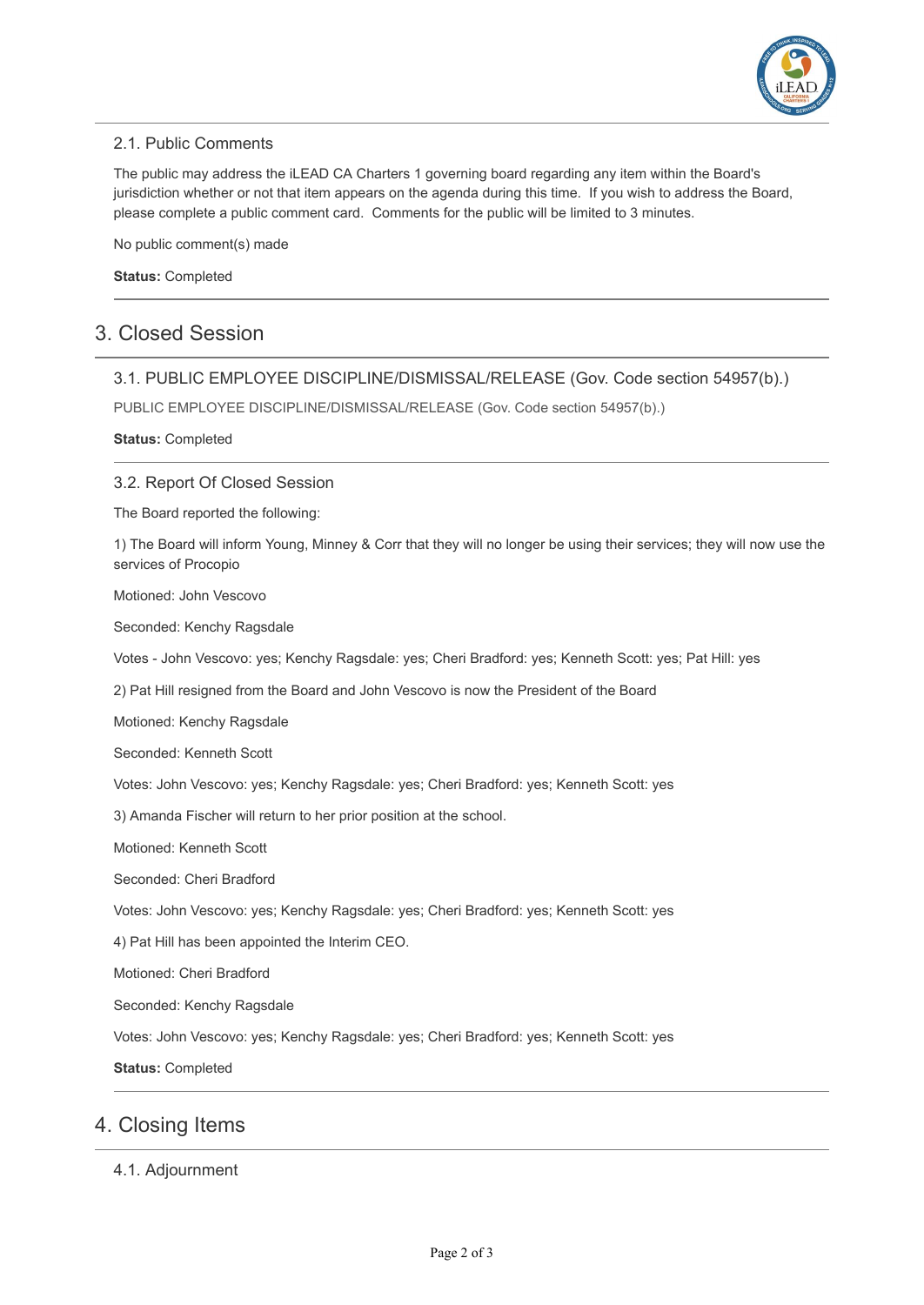### 2.1. Public Comments

The public may address the iLEAD CA Charters 1 governing board regarding any item within the Board's jurisdiction whether or not that item appears on the agenda during this time. If you wish to address the Board, please complete a public comment card. Comments for the public will be limited to 3 minutes.

No public comment(s) made

**Status:** Completed

## 3. Closed Session

### 3.1. PUBLIC EMPLOYEE DISCIPLINE/DISMISSAL/RELEASE (Gov. Code section 54957(b).)

PUBLIC EMPLOYEE DISCIPLINE/DISMISSAL/RELEASE (Gov. Code section 54957(b).)

**Status:** Completed

### 3.2. Report Of Closed Session

The Board reported the following:

1) The Board will inform Young, Minney & Corr that they will no longer be using their services; they will now use the services of Procopio

Motioned: John Vescovo

Seconded: Kenchy Ragsdale

Votes - John Vescovo: yes; Kenchy Ragsdale: yes; Cheri Bradford: yes; Kenneth Scott: yes; Pat Hill: yes

2) Pat Hill resigned from the Board and John Vescovo is now the President of the Board

Motioned: Kenchy Ragsdale

Seconded: Kenneth Scott

Votes: John Vescovo: yes; Kenchy Ragsdale: yes; Cheri Bradford: yes; Kenneth Scott: yes

3) Amanda Fischer will return to her prior position at the school.

Motioned: Kenneth Scott

Seconded: Cheri Bradford

Votes: John Vescovo: yes; Kenchy Ragsdale: yes; Cheri Bradford: yes; Kenneth Scott: yes

4) Pat Hill has been appointed the Interim CEO.

Motioned: Cheri Bradford

Seconded: Kenchy Ragsdale

Votes: John Vescovo: yes; Kenchy Ragsdale: yes; Cheri Bradford: yes; Kenneth Scott: yes

**Status:** Completed

## 4. Closing Items

### 4.1. Adjournment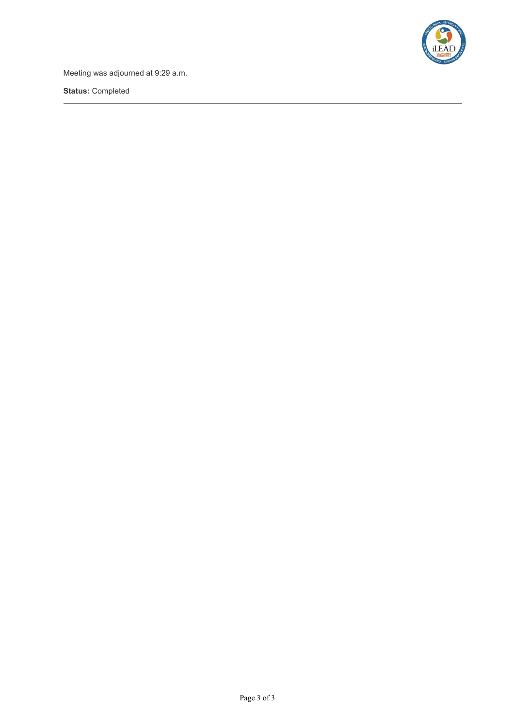Meeting was adjourned at 9:29 a.m.

**Status:** Completed

---